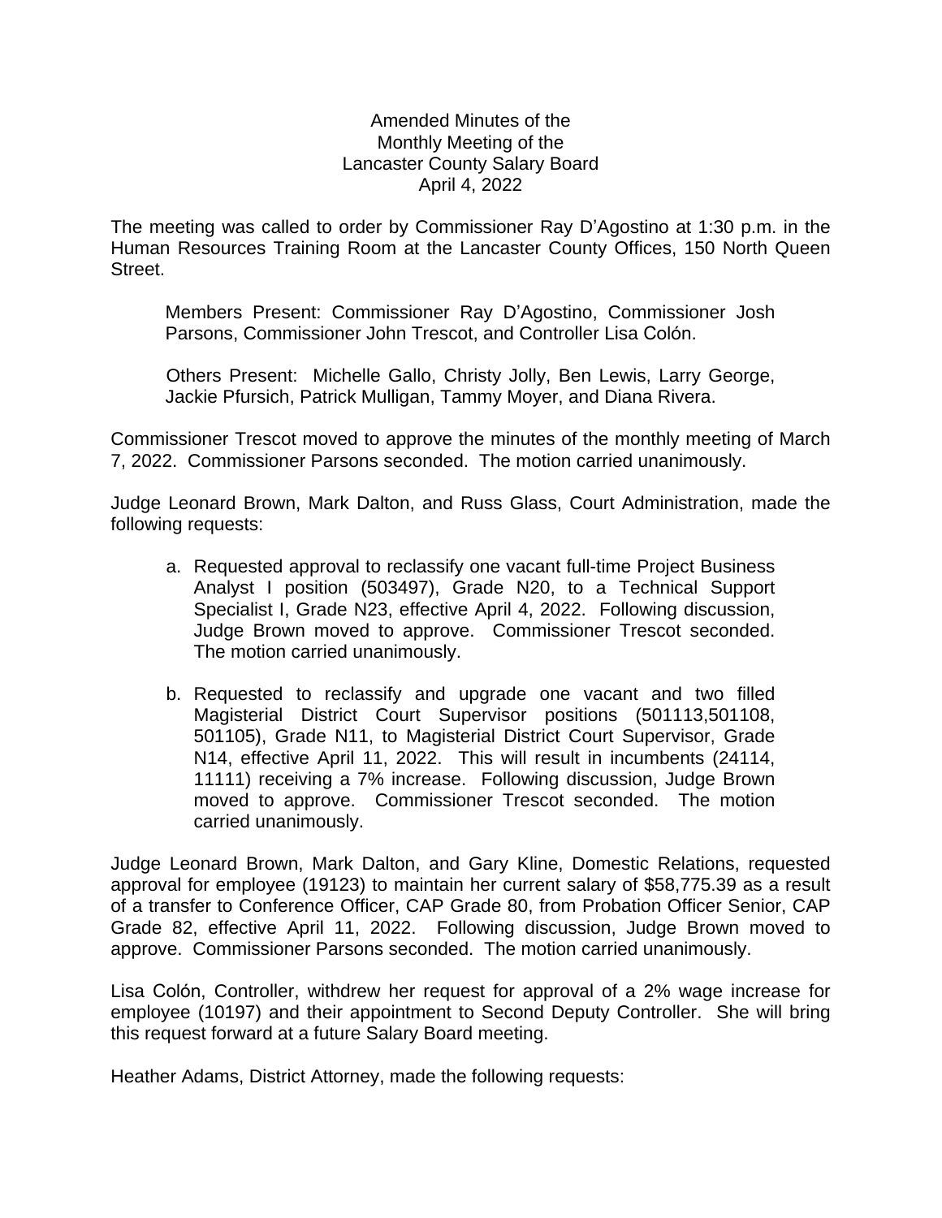# Amended Minutes of the Monthly Meeting of the Lancaster County Salary Board April 4, 2022

The meeting was called to order by Commissioner Ray D'Agostino at 1:30 p.m. in the Human Resources Training Room at the Lancaster County Offices, 150 North Queen Street.

Members Present: Commissioner Ray D'Agostino, Commissioner Josh Parsons, Commissioner John Trescot, and Controller Lisa Colón.

Others Present: Michelle Gallo, Christy Jolly, Ben Lewis, Larry George, Jackie Pfursich, Patrick Mulligan, Tammy Moyer, and Diana Rivera.

Commissioner Trescot moved to approve the minutes of the monthly meeting of March 7, 2022. Commissioner Parsons seconded. The motion carried unanimously.

Judge Leonard Brown, Mark Dalton, and Russ Glass, Court Administration, made the following requests:

a. Requested approval to reclassify one vacant full-time Project Business Analyst I position (503497), Grade N20, to a Technical Support Specialist I, Grade N23, effective April 4, 2022. Following discussion, Judge Brown moved to approve. Commissioner Trescot seconded. The motion carried unanimously.

b. Requested to reclassify and upgrade one vacant and two filled Magisterial District Court Supervisor positions (501113,501108, 501105), Grade N11, to Magisterial District Court Supervisor, Grade N14, effective April 11, 2022. This will result in incumbents (24114, 11111) receiving a 7% increase. Following discussion, Judge Brown moved to approve. Commissioner Trescot seconded. The motion carried unanimously.

Judge Leonard Brown, Mark Dalton, and Gary Kline, Domestic Relations, requested approval for employee (19123) to maintain her current salary of $58,775.39 as a result of a transfer to Conference Officer, CAP Grade 80, from Probation Officer Senior, CAP Grade 82, effective April 11, 2022. Following discussion, Judge Brown moved to approve. Commissioner Parsons seconded. The motion carried unanimously.

Lisa Colón, Controller, withdrew her request for approval of a 2% wage increase for employee (10197) and their appointment to Second Deputy Controller. She will bring this request forward at a future Salary Board meeting.

Heather Adams, District Attorney, made the following requests: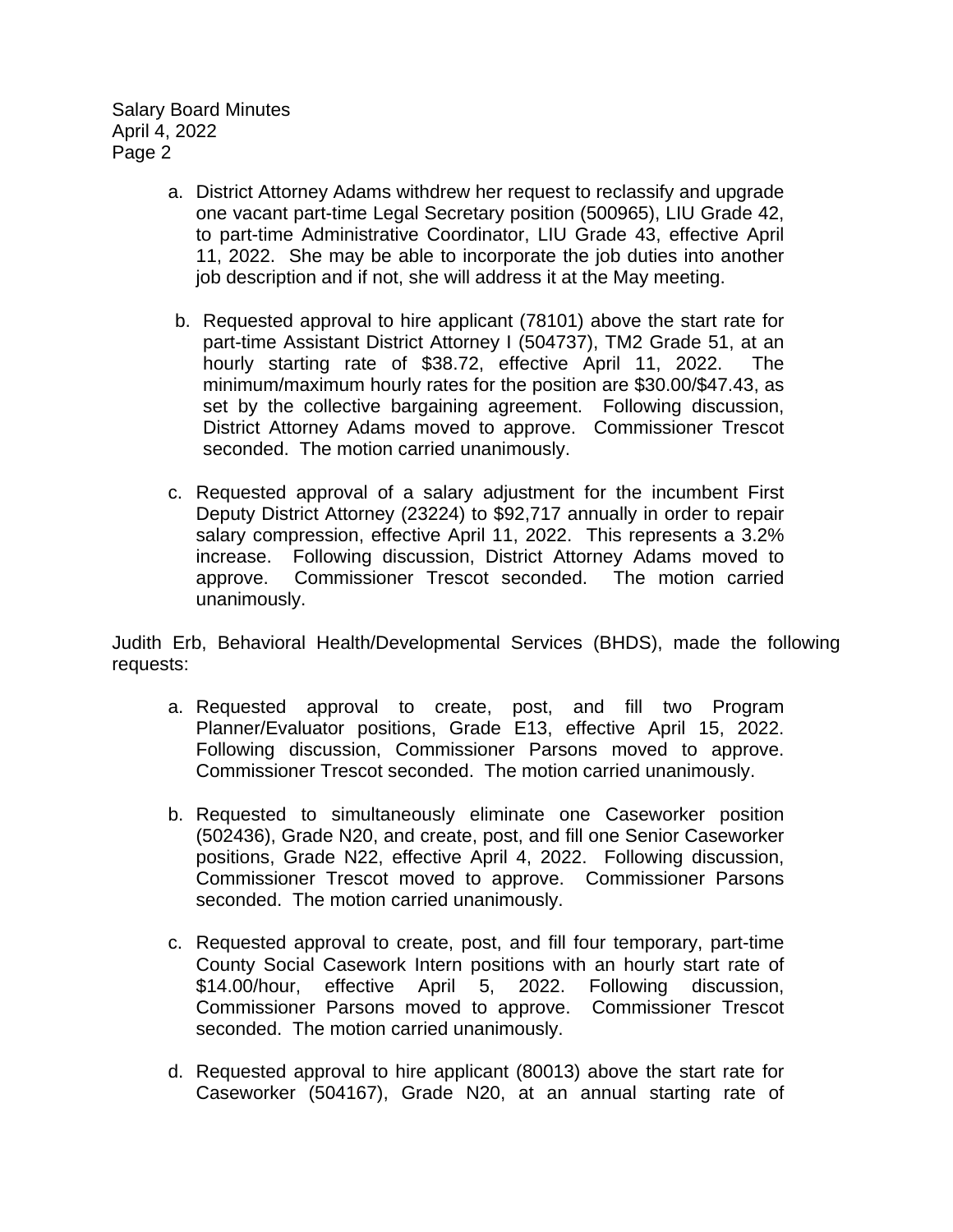a. District Attorney Adams withdrew her request to reclassify and upgrade one vacant part-time Legal Secretary position (500965), LIU Grade 42, to part-time Administrative Coordinator, LIU Grade 43, effective April 11, 2022. She may be able to incorporate the job duties into another job description and if not, she will address it at the May meeting.

b. Requested approval to hire applicant (78101) above the start rate for part-time Assistant District Attorney I (504737), TM2 Grade 51, at an hourly starting rate of $38.72, effective April 11, 2022. The minimum/maximum hourly rates for the position are $30.00/$47.43, as set by the collective bargaining agreement. Following discussion, District Attorney Adams moved to approve. Commissioner Trescot seconded. The motion carried unanimously.

c. Requested approval of a salary adjustment for the incumbent First Deputy District Attorney (23224) to $92,717 annually in order to repair salary compression, effective April 11, 2022. This represents a 3.2% increase. Following discussion, District Attorney Adams moved to approve. Commissioner Trescot seconded. The motion carried unanimously.

Judith Erb, Behavioral Health/Developmental Services (BHDS), made the following requests:

a. Requested approval to create, post, and fill two Program Planner/Evaluator positions, Grade E13, effective April 15, 2022. Following discussion, Commissioner Parsons moved to approve. Commissioner Trescot seconded. The motion carried unanimously.

b. Requested to simultaneously eliminate one Caseworker position (502436), Grade N20, and create, post, and fill one Senior Caseworker positions, Grade N22, effective April 4, 2022. Following discussion, Commissioner Trescot moved to approve. Commissioner Parsons seconded. The motion carried unanimously.

c. Requested approval to create, post, and fill four temporary, part-time County Social Casework Intern positions with an hourly start rate of $14.00/hour, effective April 5, 2022. Following discussion, Commissioner Parsons moved to approve. Commissioner Trescot seconded. The motion carried unanimously.

d. Requested approval to hire applicant (80013) above the start rate for Caseworker (504167), Grade N20, at an annual starting rate of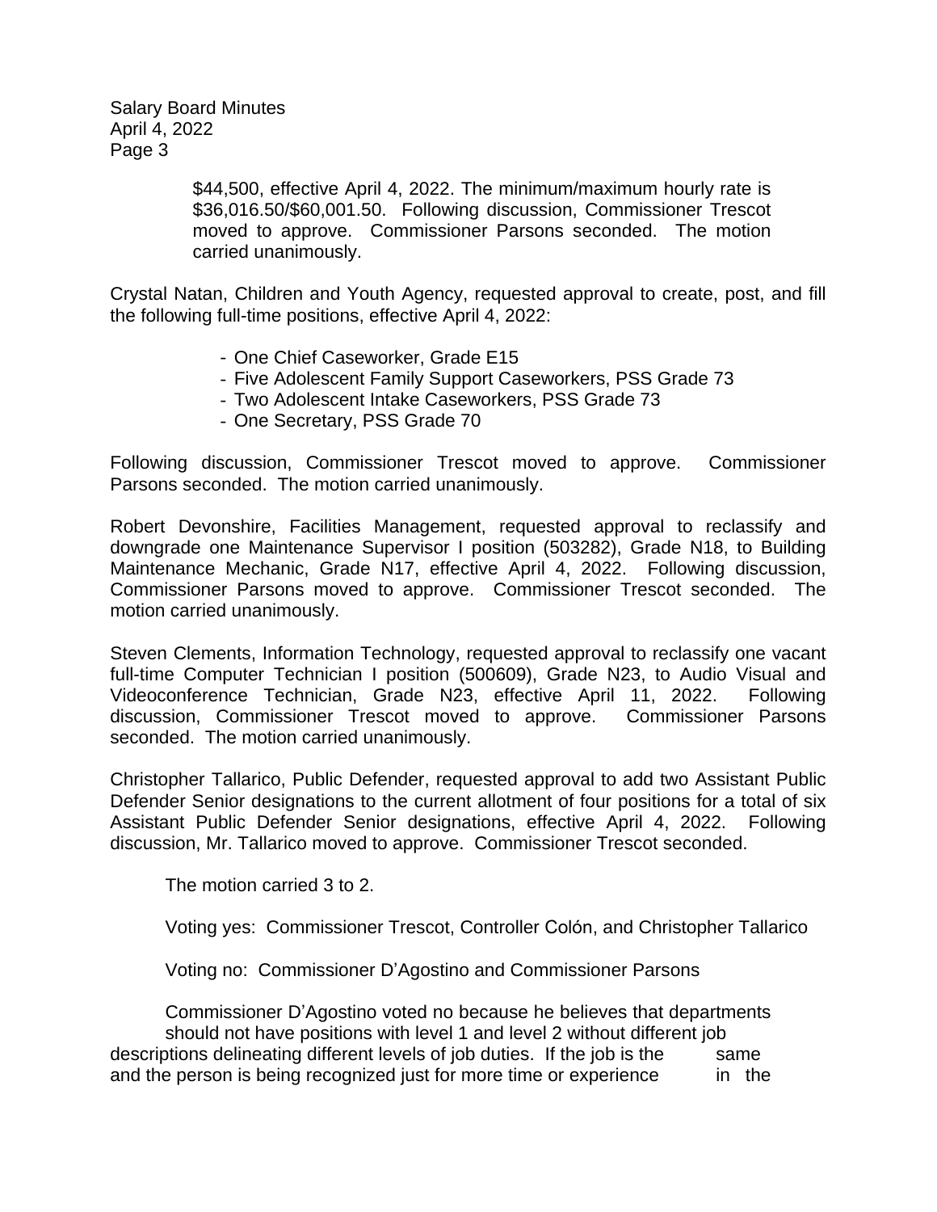$44,500, effective April 4, 2022. The minimum/maximum hourly rate is $36,016.50/$60,001.50. Following discussion, Commissioner Trescot moved to approve. Commissioner Parsons seconded. The motion carried unanimously.

Crystal Natan, Children and Youth Agency, requested approval to create, post, and fill the following full-time positions, effective April 4, 2022:

- One Chief Caseworker, Grade E15
- Five Adolescent Family Support Caseworkers, PSS Grade 73
- Two Adolescent Intake Caseworkers, PSS Grade 73
- One Secretary, PSS Grade 70

Following discussion, Commissioner Trescot moved to approve. Commissioner Parsons seconded. The motion carried unanimously.

Robert Devonshire, Facilities Management, requested approval to reclassify and downgrade one Maintenance Supervisor I position (503282), Grade N18, to Building Maintenance Mechanic, Grade N17, effective April 4, 2022. Following discussion, Commissioner Parsons moved to approve. Commissioner Trescot seconded. The motion carried unanimously.

Steven Clements, Information Technology, requested approval to reclassify one vacant full-time Computer Technician I position (500609), Grade N23, to Audio Visual and Videoconference Technician, Grade N23, effective April 11, 2022. Following discussion, Commissioner Trescot moved to approve. Commissioner Parsons seconded. The motion carried unanimously.

Christopher Tallarico, Public Defender, requested approval to add two Assistant Public Defender Senior designations to the current allotment of four positions for a total of six Assistant Public Defender Senior designations, effective April 4, 2022. Following discussion, Mr. Tallarico moved to approve. Commissioner Trescot seconded.

The motion carried 3 to 2.

Voting yes: Commissioner Trescot, Controller Colón, and Christopher Tallarico

Voting no: Commissioner D'Agostino and Commissioner Parsons

Commissioner D'Agostino voted no because he believes that departments should not have positions with level 1 and level 2 without different job descriptions delineating different levels of job duties. If the job is the same and the person is being recognized just for more time or experience in the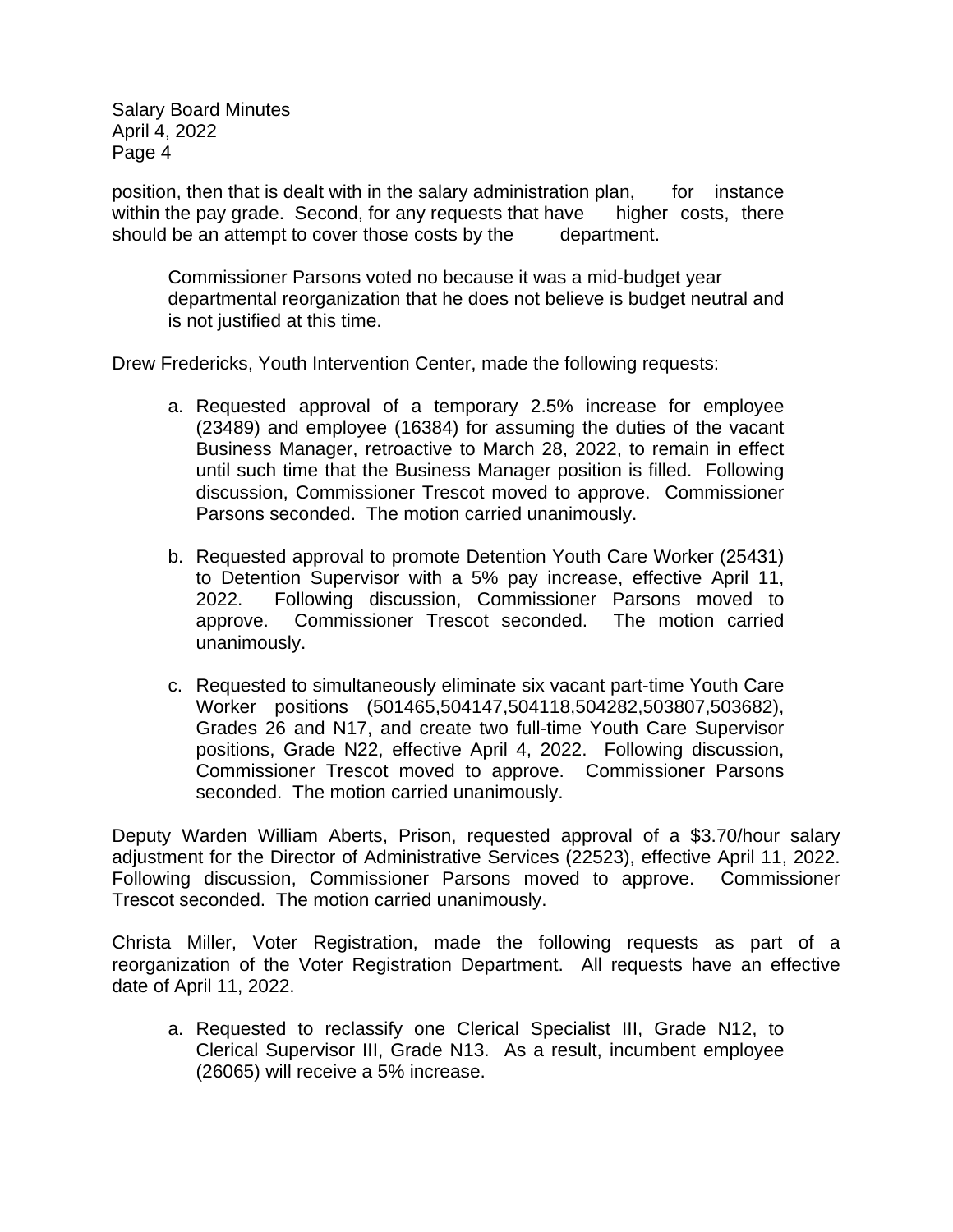position, then that is dealt with in the salary administration plan, for instance within the pay grade. Second, for any requests that have higher costs, there should be an attempt to cover those costs by the department.

> Commissioner Parsons voted no because it was a mid-budget year departmental reorganization that he does not believe is budget neutral and is not justified at this time.

Drew Fredericks, Youth Intervention Center, made the following requests:

a. Requested approval of a temporary 2.5% increase for employee (23489) and employee (16384) for assuming the duties of the vacant Business Manager, retroactive to March 28, 2022, to remain in effect until such time that the Business Manager position is filled. Following discussion, Commissioner Trescot moved to approve. Commissioner Parsons seconded. The motion carried unanimously.

b. Requested approval to promote Detention Youth Care Worker (25431) to Detention Supervisor with a 5% pay increase, effective April 11, 2022. Following discussion, Commissioner Parsons moved to approve. Commissioner Trescot seconded. The motion carried unanimously.

c. Requested to simultaneously eliminate six vacant part-time Youth Care Worker positions (501465,504147,504118,504282,503807,503682), Grades 26 and N17, and create two full-time Youth Care Supervisor positions, Grade N22, effective April 4, 2022. Following discussion, Commissioner Trescot moved to approve. Commissioner Parsons seconded. The motion carried unanimously.

Deputy Warden William Aberts, Prison, requested approval of a $3.70/hour salary adjustment for the Director of Administrative Services (22523), effective April 11, 2022. Following discussion, Commissioner Parsons moved to approve. Commissioner Trescot seconded. The motion carried unanimously.

Christa Miller, Voter Registration, made the following requests as part of a reorganization of the Voter Registration Department. All requests have an effective date of April 11, 2022.

a. Requested to reclassify one Clerical Specialist III, Grade N12, to Clerical Supervisor III, Grade N13. As a result, incumbent employee (26065) will receive a 5% increase.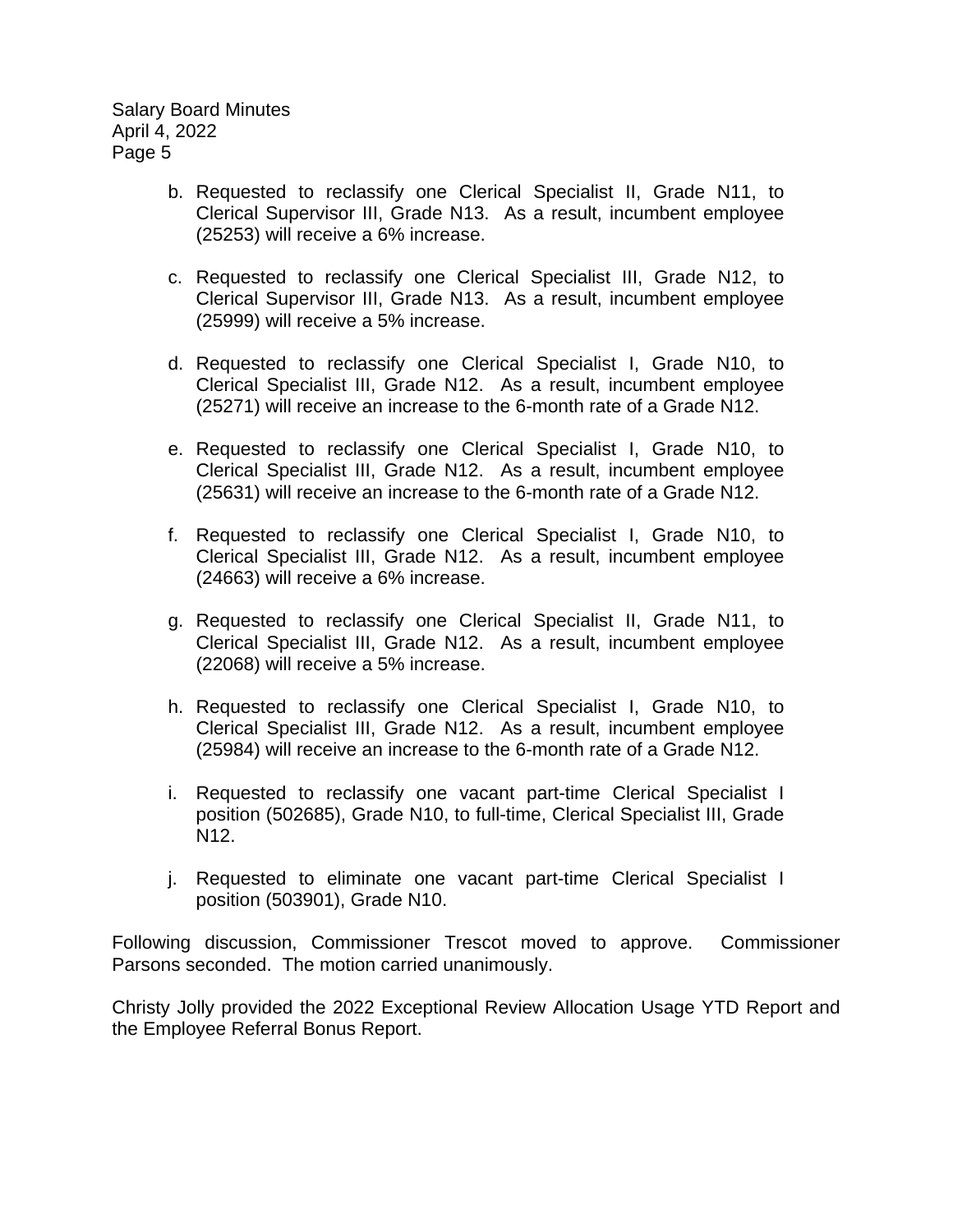b. Requested to reclassify one Clerical Specialist II, Grade N11, to Clerical Supervisor III, Grade N13. As a result, incumbent employee (25253) will receive a 6% increase.

c. Requested to reclassify one Clerical Specialist III, Grade N12, to Clerical Supervisor III, Grade N13. As a result, incumbent employee (25999) will receive a 5% increase.

d. Requested to reclassify one Clerical Specialist I, Grade N10, to Clerical Specialist III, Grade N12. As a result, incumbent employee (25271) will receive an increase to the 6-month rate of a Grade N12.

e. Requested to reclassify one Clerical Specialist I, Grade N10, to Clerical Specialist III, Grade N12. As a result, incumbent employee (25631) will receive an increase to the 6-month rate of a Grade N12.

f. Requested to reclassify one Clerical Specialist I, Grade N10, to Clerical Specialist III, Grade N12. As a result, incumbent employee (24663) will receive a 6% increase.

g. Requested to reclassify one Clerical Specialist II, Grade N11, to Clerical Specialist III, Grade N12. As a result, incumbent employee (22068) will receive a 5% increase.

h. Requested to reclassify one Clerical Specialist I, Grade N10, to Clerical Specialist III, Grade N12. As a result, incumbent employee (25984) will receive an increase to the 6-month rate of a Grade N12.

i. Requested to reclassify one vacant part-time Clerical Specialist I position (502685), Grade N10, to full-time, Clerical Specialist III, Grade N12.

j. Requested to eliminate one vacant part-time Clerical Specialist I position (503901), Grade N10.

Following discussion, Commissioner Trescot moved to approve. Commissioner Parsons seconded. The motion carried unanimously.

Christy Jolly provided the 2022 Exceptional Review Allocation Usage YTD Report and the Employee Referral Bonus Report.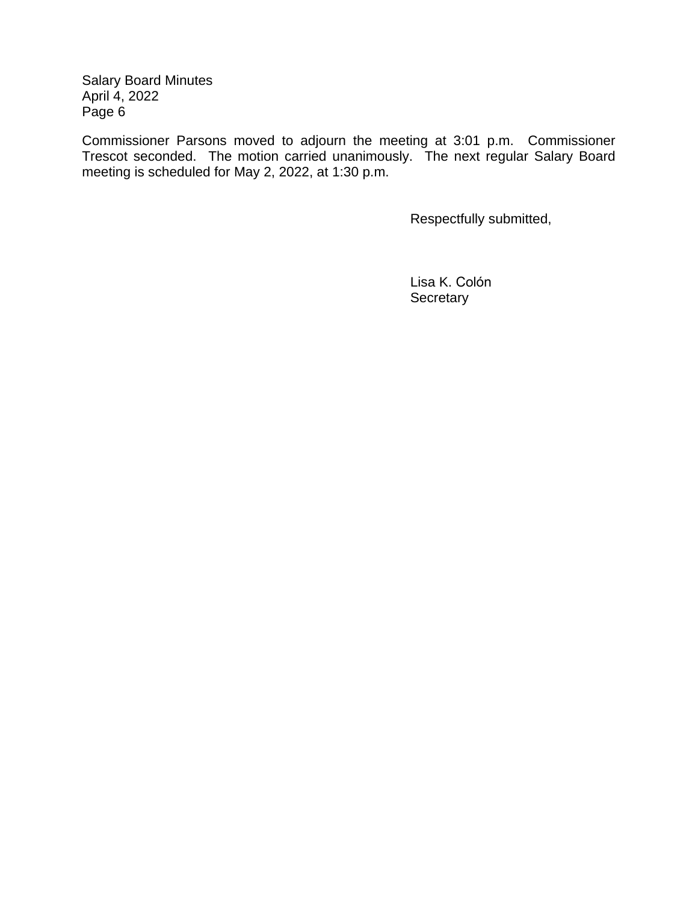Commissioner Parsons moved to adjourn the meeting at 3:01 p.m. Commissioner Trescot seconded. The motion carried unanimously. The next regular Salary Board meeting is scheduled for May 2, 2022, at 1:30 p.m.

Respectfully submitted,

Lisa K. Colón
Secretary